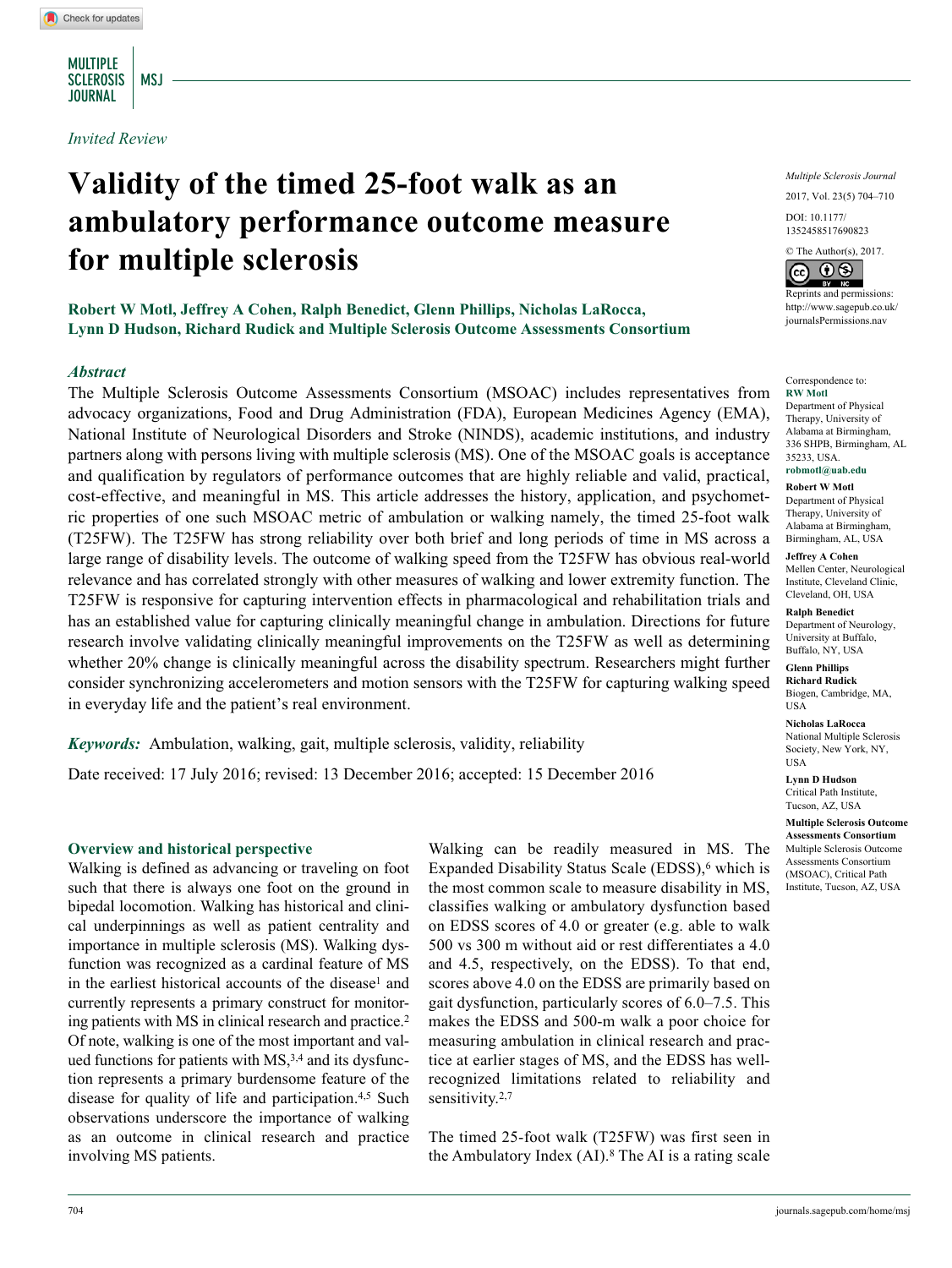*Invited Review*

# Validity of the timed 25-foot walk as an ambulatory performance outcome measure for multiple sclerosis

**Robert W Motl, Jeffrey A Cohen, Ralph Benedict, Glenn Phillips, Nicholas LaRocca, Lynn D Hudson, Richard Rudick and Multiple Sclerosis Outcome Assessments Consortium**

### *Abstract*

The Multiple Sclerosis Outcome Assessments Consortium (MSOAC) includes representatives from advocacy organizations, Food and Drug Administration (FDA), European Medicines Agency (EMA), National Institute of Neurological Disorders and Stroke (NINDS), academic institutions, and industry partners along with persons living with multiple sclerosis (MS). One of the MSOAC goals is acceptance and qualification by regulators of performance outcomes that are highly reliable and valid, practical, cost-effective, and meaningful in MS. This article addresses the history, application, and psychometric properties of one such MSOAC metric of ambulation or walking namely, the timed 25-foot walk (T25FW). The T25FW has strong reliability over both brief and long periods of time in MS across a large range of disability levels. The outcome of walking speed from the T25FW has obvious real-world relevance and has correlated strongly with other measures of walking and lower extremity function. The T25FW is responsive for capturing intervention effects in pharmacological and rehabilitation trials and has an established value for capturing clinically meaningful change in ambulation. Directions for future research involve validating clinically meaningful improvements on the T25FW as well as determining whether 20% change is clinically meaningful across the disability spectrum. Researchers might further consider synchronizing accelerometers and motion sensors with the T25FW for capturing walking speed in everyday life and the patient's real environment.

***Keywords:*** Ambulation, walking, gait, multiple sclerosis, validity, reliability

Date received: 17 July 2016; revised: 13 December 2016; accepted: 15 December 2016

Correspondence to:
**RW Motl**
Department of Physical Therapy, University of Alabama at Birmingham, 336 SHPB, Birmingham, AL 35233, USA.
**robmotl@uab.edu**

**Robert W Motl**
Department of Physical Therapy, University of Alabama at Birmingham, Birmingham, AL, USA

**Jeffrey A Cohen**
Mellen Center, Neurological Institute, Cleveland Clinic, Cleveland, OH, USA

**Ralph Benedict**
Department of Neurology, University at Buffalo, Buffalo, NY, USA

**Glenn Phillips**
**Richard Rudick**
Biogen, Cambridge, MA, USA

**Nicholas LaRocca**
National Multiple Sclerosis Society, New York, NY, USA

**Lynn D Hudson**
Critical Path Institute, Tucson, AZ, USA

**Multiple Sclerosis Outcome Assessments Consortium**
Multiple Sclerosis Outcome Assessments Consortium (MSOAC), Critical Path Institute, Tucson, AZ, USA

## Overview and historical perspective

Walking is defined as advancing or traveling on foot such that there is always one foot on the ground in bipedal locomotion. Walking has historical and clinical underpinnings as well as patient centrality and importance in multiple sclerosis (MS). Walking dysfunction was recognized as a cardinal feature of MS in the earliest historical accounts of the disease[1] and currently represents a primary construct for monitoring patients with MS in clinical research and practice.[2] Of note, walking is one of the most important and valued functions for patients with MS,[3,4] and its dysfunction represents a primary burdensome feature of the disease for quality of life and participation.[4,5] Such observations underscore the importance of walking as an outcome in clinical research and practice involving MS patients.

Walking can be readily measured in MS. The Expanded Disability Status Scale (EDSS),[6] which is the most common scale to measure disability in MS, classifies walking or ambulatory dysfunction based on EDSS scores of 4.0 or greater (e.g. able to walk 500 vs 300 m without aid or rest differentiates a 4.0 and 4.5, respectively, on the EDSS). To that end, scores above 4.0 on the EDSS are primarily based on gait dysfunction, particularly scores of 6.0–7.5. This makes the EDSS and 500-m walk a poor choice for measuring ambulation in clinical research and practice at earlier stages of MS, and the EDSS has well-recognized limitations related to reliability and sensitivity.[2,7]

The timed 25-foot walk (T25FW) was first seen in the Ambulatory Index (AI).[8] The AI is a rating scale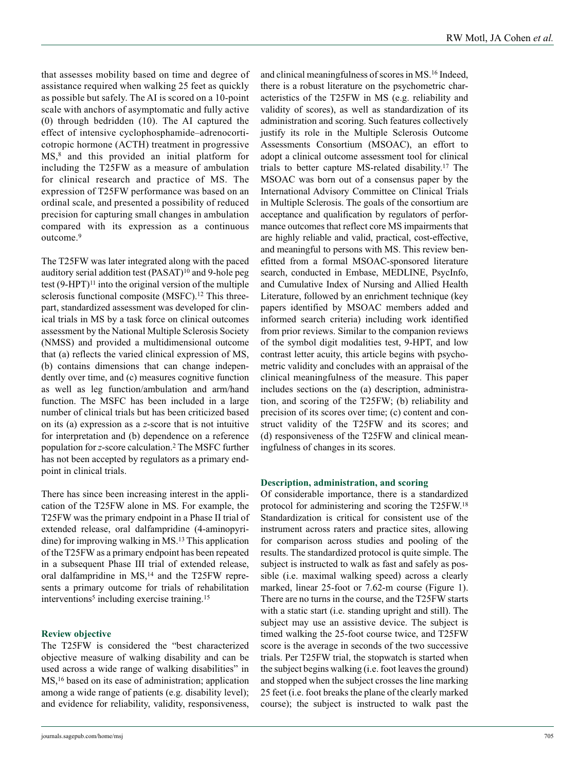that assesses mobility based on time and degree of assistance required when walking 25 feet as quickly as possible but safely. The AI is scored on a 10-point scale with anchors of asymptomatic and fully active (0) through bedridden (10). The AI captured the effect of intensive cyclophosphamide–adrenocorticotropic hormone (ACTH) treatment in progressive MS,[8] and this provided an initial platform for including the T25FW as a measure of ambulation for clinical research and practice of MS. The expression of T25FW performance was based on an ordinal scale, and presented a possibility of reduced precision for capturing small changes in ambulation compared with its expression as a continuous outcome.[9]

The T25FW was later integrated along with the paced auditory serial addition test (PASAT)[10] and 9-hole peg test (9-HPT)[11] into the original version of the multiple sclerosis functional composite (MSFC).[12] This three-part, standardized assessment was developed for clinical trials in MS by a task force on clinical outcomes assessment by the National Multiple Sclerosis Society (NMSS) and provided a multidimensional outcome that (a) reflects the varied clinical expression of MS, (b) contains dimensions that can change independently over time, and (c) measures cognitive function as well as leg function/ambulation and arm/hand function. The MSFC has been included in a large number of clinical trials but has been criticized based on its (a) expression as a *z*-score that is not intuitive for interpretation and (b) dependence on a reference population for *z*-score calculation.[2] The MSFC further has not been accepted by regulators as a primary endpoint in clinical trials.

There has since been increasing interest in the application of the T25FW alone in MS. For example, the T25FW was the primary endpoint in a Phase II trial of extended release, oral dalfampridine (4-aminopyridine) for improving walking in MS.[13] This application of the T25FW as a primary endpoint has been repeated in a subsequent Phase III trial of extended release, oral dalfampridine in MS,[14] and the T25FW represents a primary outcome for trials of rehabilitation interventions[5] including exercise training.[15]

## Review objective

The T25FW is considered the "best characterized objective measure of walking disability and can be used across a wide range of walking disabilities" in MS,[16] based on its ease of administration; application among a wide range of patients (e.g. disability level); and evidence for reliability, validity, responsiveness, and clinical meaningfulness of scores in MS.[16] Indeed, there is a robust literature on the psychometric characteristics of the T25FW in MS (e.g. reliability and validity of scores), as well as standardization of its administration and scoring. Such features collectively justify its role in the Multiple Sclerosis Outcome Assessments Consortium (MSOAC), an effort to adopt a clinical outcome assessment tool for clinical trials to better capture MS-related disability.[17] The MSOAC was born out of a consensus paper by the International Advisory Committee on Clinical Trials in Multiple Sclerosis. The goals of the consortium are acceptance and qualification by regulators of performance outcomes that reflect core MS impairments that are highly reliable and valid, practical, cost-effective, and meaningful to persons with MS. This review benefitted from a formal MSOAC-sponsored literature search, conducted in Embase, MEDLINE, PsycInfo, and Cumulative Index of Nursing and Allied Health Literature, followed by an enrichment technique (key papers identified by MSOAC members added and informed search criteria) including work identified from prior reviews. Similar to the companion reviews of the symbol digit modalities test, 9-HPT, and low contrast letter acuity, this article begins with psychometric validity and concludes with an appraisal of the clinical meaningfulness of the measure. This paper includes sections on the (a) description, administration, and scoring of the T25FW; (b) reliability and precision of its scores over time; (c) content and construct validity of the T25FW and its scores; and (d) responsiveness of the T25FW and clinical meaningfulness of changes in its scores.

## Description, administration, and scoring

Of considerable importance, there is a standardized protocol for administering and scoring the T25FW.[18] Standardization is critical for consistent use of the instrument across raters and practice sites, allowing for comparison across studies and pooling of the results. The standardized protocol is quite simple. The subject is instructed to walk as fast and safely as possible (i.e. maximal walking speed) across a clearly marked, linear 25-foot or 7.62-m course (Figure 1). There are no turns in the course, and the T25FW starts with a static start (i.e. standing upright and still). The subject may use an assistive device. The subject is timed walking the 25-foot course twice, and T25FW score is the average in seconds of the two successive trials. Per T25FW trial, the stopwatch is started when the subject begins walking (i.e. foot leaves the ground) and stopped when the subject crosses the line marking 25 feet (i.e. foot breaks the plane of the clearly marked course); the subject is instructed to walk past the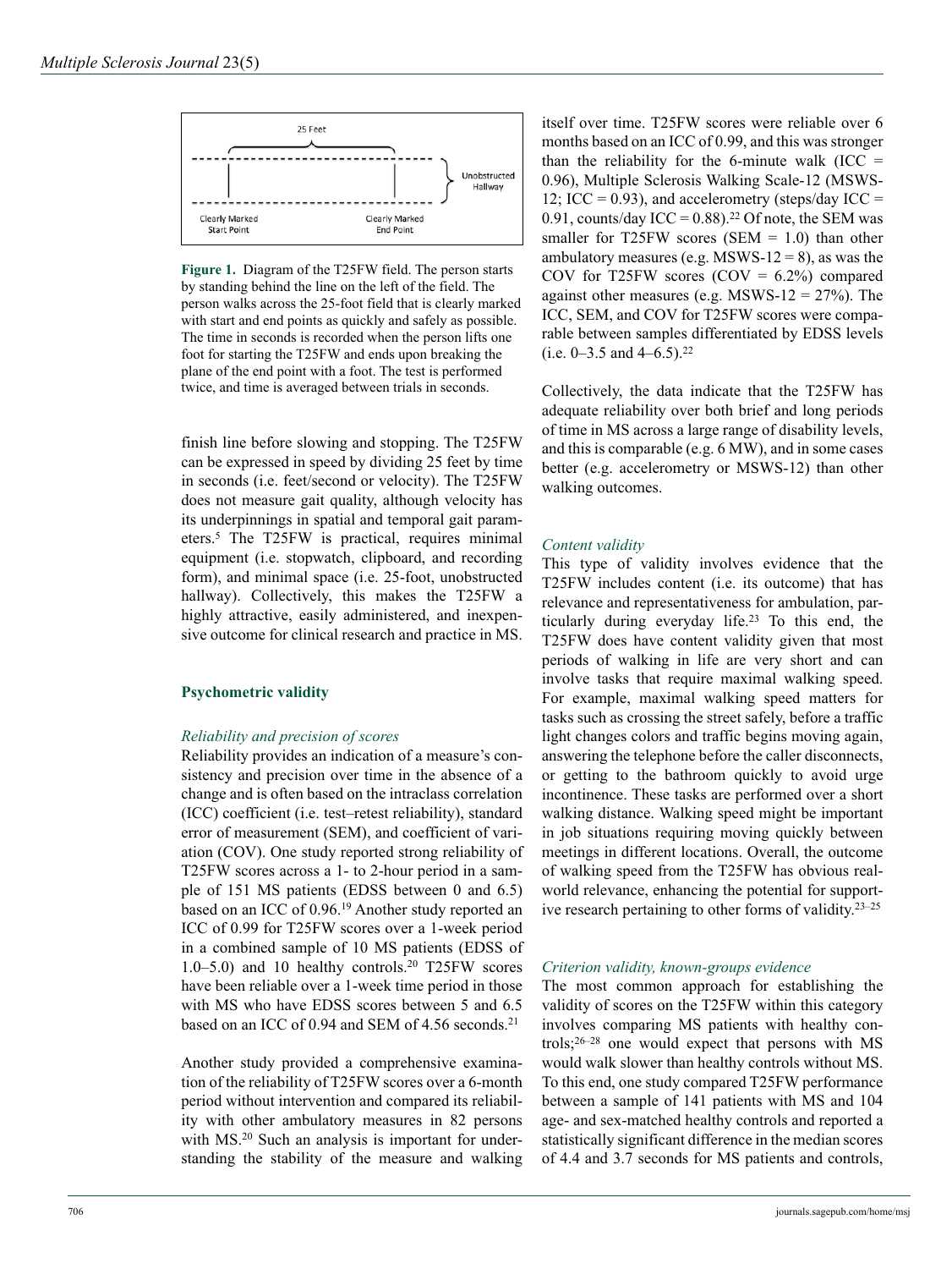Figure 1. Diagram of the T25FW field. The person starts by standing behind the line on the left of the field. The person walks across the 25-foot field that is clearly marked with start and end points as quickly and safely as possible. The time in seconds is recorded when the person lifts one foot for starting the T25FW and ends upon breaking the plane of the end point with a foot. The test is performed twice, and time is averaged between trials in seconds.

finish line before slowing and stopping. The T25FW can be expressed in speed by dividing 25 feet by time in seconds (i.e. feet/second or velocity). The T25FW does not measure gait quality, although velocity has its underpinnings in spatial and temporal gait parameters.[5] The T25FW is practical, requires minimal equipment (i.e. stopwatch, clipboard, and recording form), and minimal space (i.e. 25-foot, unobstructed hallway). Collectively, this makes the T25FW a highly attractive, easily administered, and inexpensive outcome for clinical research and practice in MS.

## Psychometric validity

### *Reliability and precision of scores*

Reliability provides an indication of a measure's consistency and precision over time in the absence of a change and is often based on the intraclass correlation (ICC) coefficient (i.e. test–retest reliability), standard error of measurement (SEM), and coefficient of variation (COV). One study reported strong reliability of T25FW scores across a 1- to 2-hour period in a sample of 151 MS patients (EDSS between 0 and 6.5) based on an ICC of 0.96.[19] Another study reported an ICC of 0.99 for T25FW scores over a 1-week period in a combined sample of 10 MS patients (EDSS of 1.0–5.0) and 10 healthy controls.[20] T25FW scores have been reliable over a 1-week time period in those with MS who have EDSS scores between 5 and 6.5 based on an ICC of 0.94 and SEM of 4.56 seconds.[21]

Another study provided a comprehensive examination of the reliability of T25FW scores over a 6-month period without intervention and compared its reliability with other ambulatory measures in 82 persons with MS.[20] Such an analysis is important for understanding the stability of the measure and walking itself over time. T25FW scores were reliable over 6 months based on an ICC of 0.99, and this was stronger than the reliability for the 6-minute walk (ICC = 0.96), Multiple Sclerosis Walking Scale-12 (MSWS-12; ICC = 0.93), and accelerometry (steps/day ICC = 0.91, counts/day ICC = 0.88).[22] Of note, the SEM was smaller for T25FW scores (SEM = 1.0) than other ambulatory measures (e.g. MSWS-12 = 8), as was the COV for T25FW scores (COV = 6.2%) compared against other measures (e.g. MSWS-12 = 27%). The ICC, SEM, and COV for T25FW scores were comparable between samples differentiated by EDSS levels (i.e. 0–3.5 and 4–6.5).[22]

Collectively, the data indicate that the T25FW has adequate reliability over both brief and long periods of time in MS across a large range of disability levels, and this is comparable (e.g. 6 MW), and in some cases better (e.g. accelerometry or MSWS-12) than other walking outcomes.

### *Content validity*

This type of validity involves evidence that the T25FW includes content (i.e. its outcome) that has relevance and representativeness for ambulation, particularly during everyday life.[23] To this end, the T25FW does have content validity given that most periods of walking in life are very short and can involve tasks that require maximal walking speed. For example, maximal walking speed matters for tasks such as crossing the street safely, before a traffic light changes colors and traffic begins moving again, answering the telephone before the caller disconnects, or getting to the bathroom quickly to avoid urge incontinence. These tasks are performed over a short walking distance. Walking speed might be important in job situations requiring moving quickly between meetings in different locations. Overall, the outcome of walking speed from the T25FW has obvious real-world relevance, enhancing the potential for supportive research pertaining to other forms of validity.[23–25]

### *Criterion validity, known-groups evidence*

The most common approach for establishing the validity of scores on the T25FW within this category involves comparing MS patients with healthy controls;[26–28] one would expect that persons with MS would walk slower than healthy controls without MS. To this end, one study compared T25FW performance between a sample of 141 patients with MS and 104 age- and sex-matched healthy controls and reported a statistically significant difference in the median scores of 4.4 and 3.7 seconds for MS patients and controls,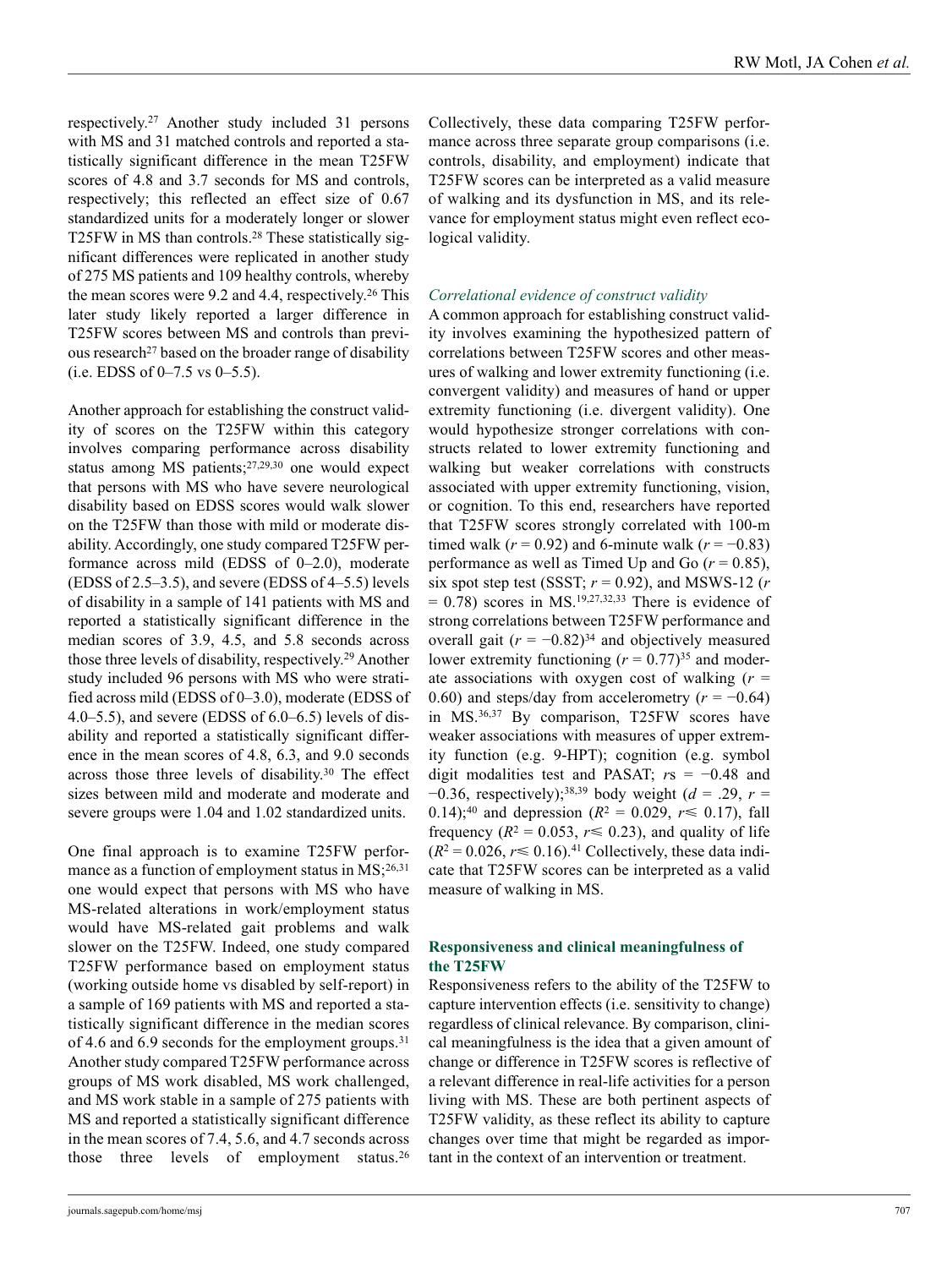respectively.[27] Another study included 31 persons with MS and 31 matched controls and reported a statistically significant difference in the mean T25FW scores of 4.8 and 3.7 seconds for MS and controls, respectively; this reflected an effect size of 0.67 standardized units for a moderately longer or slower T25FW in MS than controls.[28] These statistically significant differences were replicated in another study of 275 MS patients and 109 healthy controls, whereby the mean scores were 9.2 and 4.4, respectively.[26] This later study likely reported a larger difference in T25FW scores between MS and controls than previous research[27] based on the broader range of disability (i.e. EDSS of 0–7.5 vs 0–5.5).

Another approach for establishing the construct validity of scores on the T25FW within this category involves comparing performance across disability status among MS patients;[27,29,30] one would expect that persons with MS who have severe neurological disability based on EDSS scores would walk slower on the T25FW than those with mild or moderate disability. Accordingly, one study compared T25FW performance across mild (EDSS of 0–2.0), moderate (EDSS of 2.5–3.5), and severe (EDSS of 4–5.5) levels of disability in a sample of 141 patients with MS and reported a statistically significant difference in the median scores of 3.9, 4.5, and 5.8 seconds across those three levels of disability, respectively.[29] Another study included 96 persons with MS who were stratified across mild (EDSS of 0–3.0), moderate (EDSS of 4.0–5.5), and severe (EDSS of 6.0–6.5) levels of disability and reported a statistically significant difference in the mean scores of 4.8, 6.3, and 9.0 seconds across those three levels of disability.[30] The effect sizes between mild and moderate and moderate and severe groups were 1.04 and 1.02 standardized units.

One final approach is to examine T25FW performance as a function of employment status in MS;[26,31] one would expect that persons with MS who have MS-related alterations in work/employment status would have MS-related gait problems and walk slower on the T25FW. Indeed, one study compared T25FW performance based on employment status (working outside home vs disabled by self-report) in a sample of 169 patients with MS and reported a statistically significant difference in the median scores of 4.6 and 6.9 seconds for the employment groups.[31] Another study compared T25FW performance across groups of MS work disabled, MS work challenged, and MS work stable in a sample of 275 patients with MS and reported a statistically significant difference in the mean scores of 7.4, 5.6, and 4.7 seconds across those three levels of employment status.[26] Collectively, these data comparing T25FW performance across three separate group comparisons (i.e. controls, disability, and employment) indicate that T25FW scores can be interpreted as a valid measure of walking and its dysfunction in MS, and its relevance for employment status might even reflect ecological validity.

### *Correlational evidence of construct validity*

A common approach for establishing construct validity involves examining the hypothesized pattern of correlations between T25FW scores and other measures of walking and lower extremity functioning (i.e. convergent validity) and measures of hand or upper extremity functioning (i.e. divergent validity). One would hypothesize stronger correlations with constructs related to lower extremity functioning and walking but weaker correlations with constructs associated with upper extremity functioning, vision, or cognition. To this end, researchers have reported that T25FW scores strongly correlated with 100-m timed walk ($r = 0.92$) and 6-minute walk ($r = -0.83$) performance as well as Timed Up and Go ($r = 0.85$), six spot step test (SSST; $r = 0.92$), and MSWS-12 ($r = 0.78$) scores in MS.[19,27,32,33] There is evidence of strong correlations between T25FW performance and overall gait ($r = -0.82$)[34] and objectively measured lower extremity functioning ($r = 0.77$)[35] and moderate associations with oxygen cost of walking ($r = 0.60$) and steps/day from accelerometry ($r = -0.64$) in MS.[36,37] By comparison, T25FW scores have weaker associations with measures of upper extremity function (e.g. 9-HPT); cognition (e.g. symbol digit modalities test and PASAT; $r$s = −0.48 and −0.36, respectively);[38,39] body weight ($d = .29$, $r = 0.14$);[40] and depression ($R^2 = 0.029$, $r \leqslant 0.17$), fall frequency ($R^2 = 0.053$, $r \leqslant 0.23$), and quality of life ($R^2 = 0.026$, $r \leqslant 0.16$).[41] Collectively, these data indicate that T25FW scores can be interpreted as a valid measure of walking in MS.

## Responsiveness and clinical meaningfulness of the T25FW

Responsiveness refers to the ability of the T25FW to capture intervention effects (i.e. sensitivity to change) regardless of clinical relevance. By comparison, clinical meaningfulness is the idea that a given amount of change or difference in T25FW scores is reflective of a relevant difference in real-life activities for a person living with MS. These are both pertinent aspects of T25FW validity, as these reflect its ability to capture changes over time that might be regarded as important in the context of an intervention or treatment.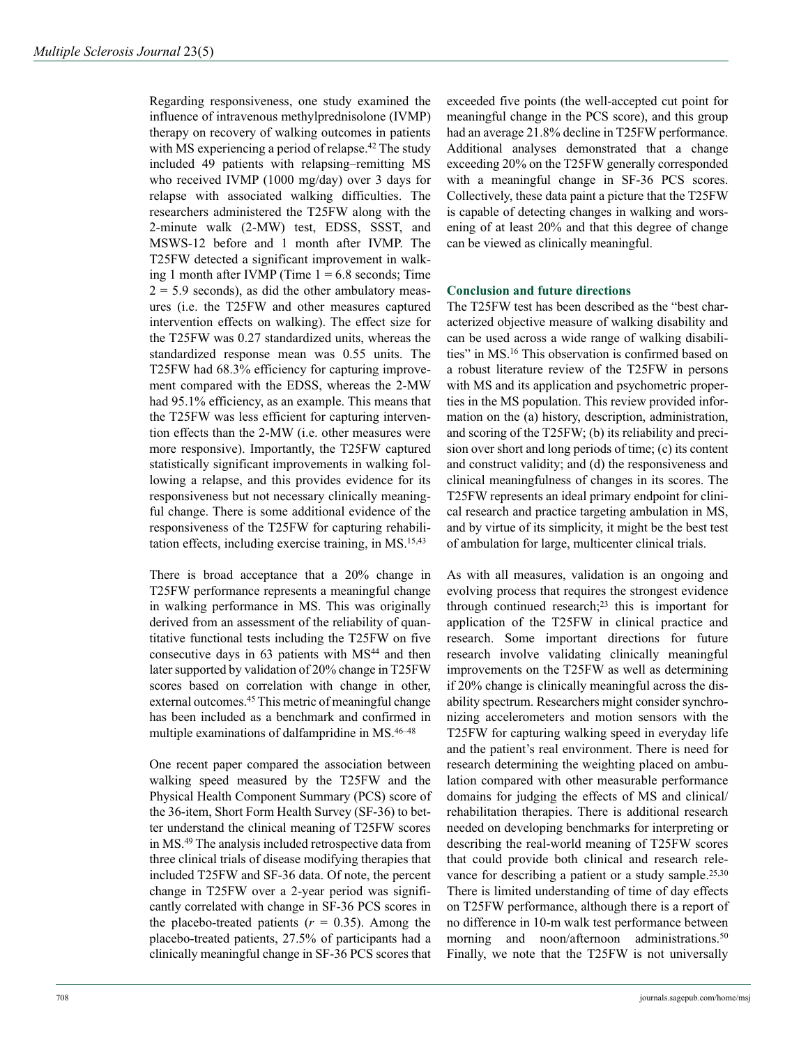Regarding responsiveness, one study examined the influence of intravenous methylprednisolone (IVMP) therapy on recovery of walking outcomes in patients with MS experiencing a period of relapse.[42] The study included 49 patients with relapsing–remitting MS who received IVMP (1000 mg/day) over 3 days for relapse with associated walking difficulties. The researchers administered the T25FW along with the 2-minute walk (2-MW) test, EDSS, SSST, and MSWS-12 before and 1 month after IVMP. The T25FW detected a significant improvement in walking 1 month after IVMP (Time 1 = 6.8 seconds; Time 2 = 5.9 seconds), as did the other ambulatory measures (i.e. the T25FW and other measures captured intervention effects on walking). The effect size for the T25FW was 0.27 standardized units, whereas the standardized response mean was 0.55 units. The T25FW had 68.3% efficiency for capturing improvement compared with the EDSS, whereas the 2-MW had 95.1% efficiency, as an example. This means that the T25FW was less efficient for capturing intervention effects than the 2-MW (i.e. other measures were more responsive). Importantly, the T25FW captured statistically significant improvements in walking following a relapse, and this provides evidence for its responsiveness but not necessary clinically meaningful change. There is some additional evidence of the responsiveness of the T25FW for capturing rehabilitation effects, including exercise training, in MS.[15,43]

There is broad acceptance that a 20% change in T25FW performance represents a meaningful change in walking performance in MS. This was originally derived from an assessment of the reliability of quantitative functional tests including the T25FW on five consecutive days in 63 patients with MS[44] and then later supported by validation of 20% change in T25FW scores based on correlation with change in other, external outcomes.[45] This metric of meaningful change has been included as a benchmark and confirmed in multiple examinations of dalfampridine in MS.[46–48]

One recent paper compared the association between walking speed measured by the T25FW and the Physical Health Component Summary (PCS) score of the 36-item, Short Form Health Survey (SF-36) to better understand the clinical meaning of T25FW scores in MS.[49] The analysis included retrospective data from three clinical trials of disease modifying therapies that included T25FW and SF-36 data. Of note, the percent change in T25FW over a 2-year period was significantly correlated with change in SF-36 PCS scores in the placebo-treated patients ($r$ = 0.35). Among the placebo-treated patients, 27.5% of participants had a clinically meaningful change in SF-36 PCS scores that exceeded five points (the well-accepted cut point for meaningful change in the PCS score), and this group had an average 21.8% decline in T25FW performance. Additional analyses demonstrated that a change exceeding 20% on the T25FW generally corresponded with a meaningful change in SF-36 PCS scores. Collectively, these data paint a picture that the T25FW is capable of detecting changes in walking and worsening of at least 20% and that this degree of change can be viewed as clinically meaningful.

## Conclusion and future directions

The T25FW test has been described as the "best characterized objective measure of walking disability and can be used across a wide range of walking disabilities" in MS.[16] This observation is confirmed based on a robust literature review of the T25FW in persons with MS and its application and psychometric properties in the MS population. This review provided information on the (a) history, description, administration, and scoring of the T25FW; (b) its reliability and precision over short and long periods of time; (c) its content and construct validity; and (d) the responsiveness and clinical meaningfulness of changes in its scores. The T25FW represents an ideal primary endpoint for clinical research and practice targeting ambulation in MS, and by virtue of its simplicity, it might be the best test of ambulation for large, multicenter clinical trials.

As with all measures, validation is an ongoing and evolving process that requires the strongest evidence through continued research;[23] this is important for application of the T25FW in clinical practice and research. Some important directions for future research involve validating clinically meaningful improvements on the T25FW as well as determining if 20% change is clinically meaningful across the disability spectrum. Researchers might consider synchronizing accelerometers and motion sensors with the T25FW for capturing walking speed in everyday life and the patient's real environment. There is need for research determining the weighting placed on ambulation compared with other measurable performance domains for judging the effects of MS and clinical/rehabilitation therapies. There is additional research needed on developing benchmarks for interpreting or describing the real-world meaning of T25FW scores that could provide both clinical and research relevance for describing a patient or a study sample.[25,30] There is limited understanding of time of day effects on T25FW performance, although there is a report of no difference in 10-m walk test performance between morning and noon/afternoon administrations.[50] Finally, we note that the T25FW is not universally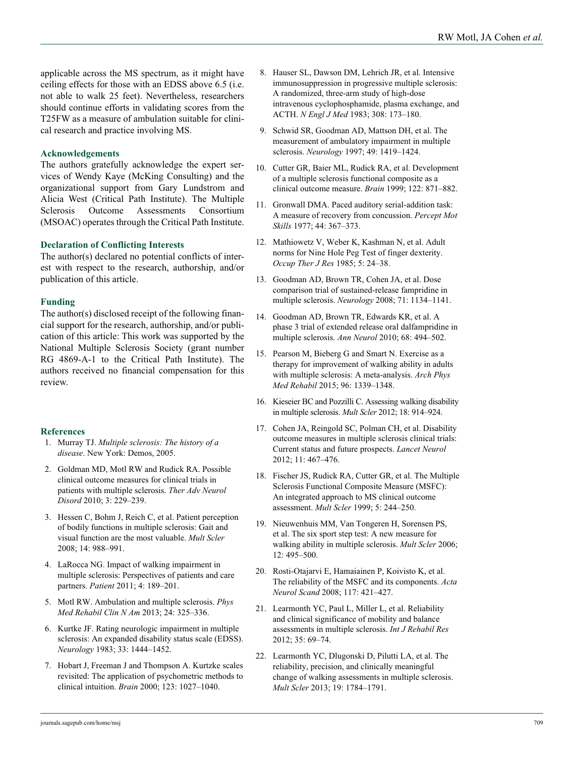applicable across the MS spectrum, as it might have ceiling effects for those with an EDSS above 6.5 (i.e. not able to walk 25 feet). Nevertheless, researchers should continue efforts in validating scores from the T25FW as a measure of ambulation suitable for clinical research and practice involving MS.

## Acknowledgements

The authors gratefully acknowledge the expert services of Wendy Kaye (McKing Consulting) and the organizational support from Gary Lundstrom and Alicia West (Critical Path Institute). The Multiple Sclerosis Outcome Assessments Consortium (MSOAC) operates through the Critical Path Institute.

## Declaration of Conflicting Interests

The author(s) declared no potential conflicts of interest with respect to the research, authorship, and/or publication of this article.

## Funding

The author(s) disclosed receipt of the following financial support for the research, authorship, and/or publication of this article: This work was supported by the National Multiple Sclerosis Society (grant number RG 4869-A-1 to the Critical Path Institute). The authors received no financial compensation for this review.

## References

1. Murray TJ. *Multiple sclerosis: The history of a disease*. New York: Demos, 2005.
2. Goldman MD, Motl RW and Rudick RA. Possible clinical outcome measures for clinical trials in patients with multiple sclerosis. *Ther Adv Neurol Disord* 2010; 3: 229–239.
3. Hessen C, Bohm J, Reich C, et al. Patient perception of bodily functions in multiple sclerosis: Gait and visual function are the most valuable. *Mult Scler* 2008; 14: 988–991.
4. LaRocca NG. Impact of walking impairment in multiple sclerosis: Perspectives of patients and care partners. *Patient* 2011; 4: 189–201.
5. Motl RW. Ambulation and multiple sclerosis. *Phys Med Rehabil Clin N Am* 2013; 24: 325–336.
6. Kurtke JF. Rating neurologic impairment in multiple sclerosis: An expanded disability status scale (EDSS). *Neurology* 1983; 33: 1444–1452.
7. Hobart J, Freeman J and Thompson A. Kurtzke scales revisited: The application of psychometric methods to clinical intuition. *Brain* 2000; 123: 1027–1040.
8. Hauser SL, Dawson DM, Lehrich JR, et al. Intensive immunosuppression in progressive multiple sclerosis: A randomized, three-arm study of high-dose intravenous cyclophosphamide, plasma exchange, and ACTH. *N Engl J Med* 1983; 308: 173–180.
9. Schwid SR, Goodman AD, Mattson DH, et al. The measurement of ambulatory impairment in multiple sclerosis. *Neurology* 1997; 49: 1419–1424.
10. Cutter GR, Baier ML, Rudick RA, et al. Development of a multiple sclerosis functional composite as a clinical outcome measure. *Brain* 1999; 122: 871–882.
11. Gronwall DMA. Paced auditory serial-addition task: A measure of recovery from concussion. *Percept Mot Skills* 1977; 44: 367–373.
12. Mathiowetz V, Weber K, Kashman N, et al. Adult norms for Nine Hole Peg Test of finger dexterity. *Occup Ther J Res* 1985; 5: 24–38.
13. Goodman AD, Brown TR, Cohen JA, et al. Dose comparison trial of sustained-release fampridine in multiple sclerosis. *Neurology* 2008; 71: 1134–1141.
14. Goodman AD, Brown TR, Edwards KR, et al. A phase 3 trial of extended release oral dalfampridine in multiple sclerosis. *Ann Neurol* 2010; 68: 494–502.
15. Pearson M, Bieberg G and Smart N. Exercise as a therapy for improvement of walking ability in adults with multiple sclerosis: A meta-analysis. *Arch Phys Med Rehabil* 2015; 96: 1339–1348.
16. Kieseier BC and Pozzilli C. Assessing walking disability in multiple sclerosis. *Mult Scler* 2012; 18: 914–924.
17. Cohen JA, Reingold SC, Polman CH, et al. Disability outcome measures in multiple sclerosis clinical trials: Current status and future prospects. *Lancet Neurol* 2012; 11: 467–476.
18. Fischer JS, Rudick RA, Cutter GR, et al. The Multiple Sclerosis Functional Composite Measure (MSFC): An integrated approach to MS clinical outcome assessment. *Mult Scler* 1999; 5: 244–250.
19. Nieuwenhuis MM, Van Tongeren H, Sorensen PS, et al. The six sport step test: A new measure for walking ability in multiple sclerosis. *Mult Scler* 2006; 12: 495–500.
20. Rosti-Otajarvi E, Hamaiainen P, Koivisto K, et al. The reliability of the MSFC and its components. *Acta Neurol Scand* 2008; 117: 421–427.
21. Learmonth YC, Paul L, Miller L, et al. Reliability and clinical significance of mobility and balance assessments in multiple sclerosis. *Int J Rehabil Res* 2012; 35: 69–74.
22. Learmonth YC, Dlugonski D, Pilutti LA, et al. The reliability, precision, and clinically meaningful change of walking assessments in multiple sclerosis. *Mult Scler* 2013; 19: 1784–1791.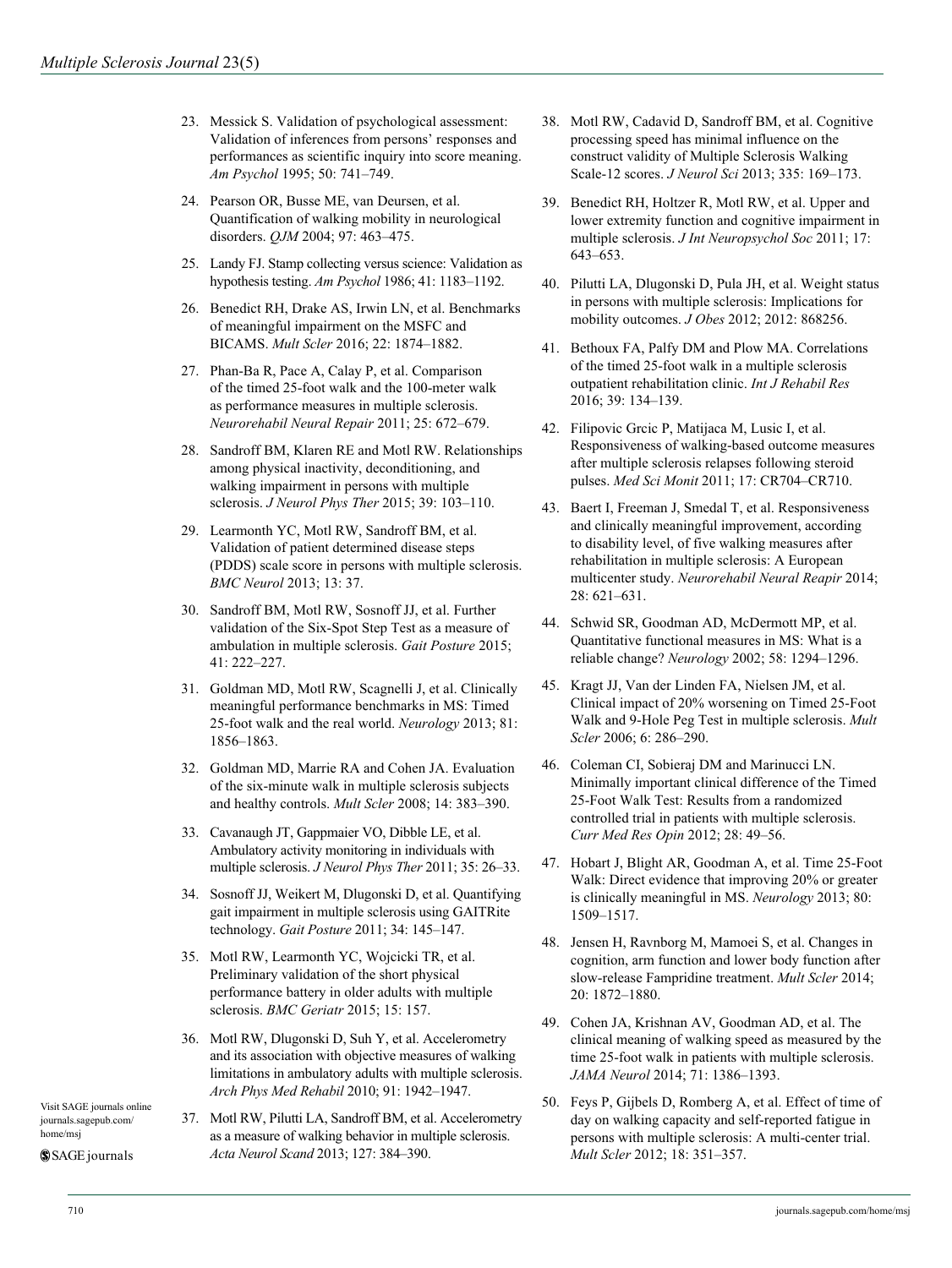23. Messick S. Validation of psychological assessment: Validation of inferences from persons' responses and performances as scientific inquiry into score meaning. *Am Psychol* 1995; 50: 741–749.
24. Pearson OR, Busse ME, van Deursen, et al. Quantification of walking mobility in neurological disorders. *QJM* 2004; 97: 463–475.
25. Landy FJ. Stamp collecting versus science: Validation as hypothesis testing. *Am Psychol* 1986; 41: 1183–1192.
26. Benedict RH, Drake AS, Irwin LN, et al. Benchmarks of meaningful impairment on the MSFC and BICAMS. *Mult Scler* 2016; 22: 1874–1882.
27. Phan-Ba R, Pace A, Calay P, et al. Comparison of the timed 25-foot walk and the 100-meter walk as performance measures in multiple sclerosis. *Neurorehabil Neural Repair* 2011; 25: 672–679.
28. Sandroff BM, Klaren RE and Motl RW. Relationships among physical inactivity, deconditioning, and walking impairment in persons with multiple sclerosis. *J Neurol Phys Ther* 2015; 39: 103–110.
29. Learmonth YC, Motl RW, Sandroff BM, et al. Validation of patient determined disease steps (PDDS) scale score in persons with multiple sclerosis. *BMC Neurol* 2013; 13: 37.
30. Sandroff BM, Motl RW, Sosnoff JJ, et al. Further validation of the Six-Spot Step Test as a measure of ambulation in multiple sclerosis. *Gait Posture* 2015; 41: 222–227.
31. Goldman MD, Motl RW, Scagnelli J, et al. Clinically meaningful performance benchmarks in MS: Timed 25-foot walk and the real world. *Neurology* 2013; 81: 1856–1863.
32. Goldman MD, Marrie RA and Cohen JA. Evaluation of the six-minute walk in multiple sclerosis subjects and healthy controls. *Mult Scler* 2008; 14: 383–390.
33. Cavanaugh JT, Gappmaier VO, Dibble LE, et al. Ambulatory activity monitoring in individuals with multiple sclerosis. *J Neurol Phys Ther* 2011; 35: 26–33.
34. Sosnoff JJ, Weikert M, Dlugonski D, et al. Quantifying gait impairment in multiple sclerosis using GAITRite technology. *Gait Posture* 2011; 34: 145–147.
35. Motl RW, Learmonth YC, Wojcicki TR, et al. Preliminary validation of the short physical performance battery in older adults with multiple sclerosis. *BMC Geriatr* 2015; 15: 157.
36. Motl RW, Dlugonski D, Suh Y, et al. Accelerometry and its association with objective measures of walking limitations in ambulatory adults with multiple sclerosis. *Arch Phys Med Rehabil* 2010; 91: 1942–1947.
37. Motl RW, Pilutti LA, Sandroff BM, et al. Accelerometry as a measure of walking behavior in multiple sclerosis. *Acta Neurol Scand* 2013; 127: 384–390.
38. Motl RW, Cadavid D, Sandroff BM, et al. Cognitive processing speed has minimal influence on the construct validity of Multiple Sclerosis Walking Scale-12 scores. *J Neurol Sci* 2013; 335: 169–173.
39. Benedict RH, Holtzer R, Motl RW, et al. Upper and lower extremity function and cognitive impairment in multiple sclerosis. *J Int Neuropsychol Soc* 2011; 17: 643–653.
40. Pilutti LA, Dlugonski D, Pula JH, et al. Weight status in persons with multiple sclerosis: Implications for mobility outcomes. *J Obes* 2012; 2012: 868256.
41. Bethoux FA, Palfy DM and Plow MA. Correlations of the timed 25-foot walk in a multiple sclerosis outpatient rehabilitation clinic. *Int J Rehabil Res* 2016; 39: 134–139.
42. Filipovic Grcic P, Matijaca M, Lusic I, et al. Responsiveness of walking-based outcome measures after multiple sclerosis relapses following steroid pulses. *Med Sci Monit* 2011; 17: CR704–CR710.
43. Baert I, Freeman J, Smedal T, et al. Responsiveness and clinically meaningful improvement, according to disability level, of five walking measures after rehabilitation in multiple sclerosis: A European multicenter study. *Neurorehabil Neural Reapir* 2014; 28: 621–631.
44. Schwid SR, Goodman AD, McDermott MP, et al. Quantitative functional measures in MS: What is a reliable change? *Neurology* 2002; 58: 1294–1296.
45. Kragt JJ, Van der Linden FA, Nielsen JM, et al. Clinical impact of 20% worsening on Timed 25-Foot Walk and 9-Hole Peg Test in multiple sclerosis. *Mult Scler* 2006; 6: 286–290.
46. Coleman CI, Sobieraj DM and Marinucci LN. Minimally important clinical difference of the Timed 25-Foot Walk Test: Results from a randomized controlled trial in patients with multiple sclerosis. *Curr Med Res Opin* 2012; 28: 49–56.
47. Hobart J, Blight AR, Goodman A, et al. Time 25-Foot Walk: Direct evidence that improving 20% or greater is clinically meaningful in MS. *Neurology* 2013; 80: 1509–1517.
48. Jensen H, Ravnborg M, Mamoei S, et al. Changes in cognition, arm function and lower body function after slow-release Fampridine treatment. *Mult Scler* 2014; 20: 1872–1880.
49. Cohen JA, Krishnan AV, Goodman AD, et al. The clinical meaning of walking speed as measured by the time 25-foot walk in patients with multiple sclerosis. *JAMA Neurol* 2014; 71: 1386–1393.
50. Feys P, Gijbels D, Romberg A, et al. Effect of time of day on walking capacity and self-reported fatigue in persons with multiple sclerosis: A multi-center trial. *Mult Scler* 2012; 18: 351–357.

Visit SAGE journals online journals.sagepub.com/home/msj

SAGE journals